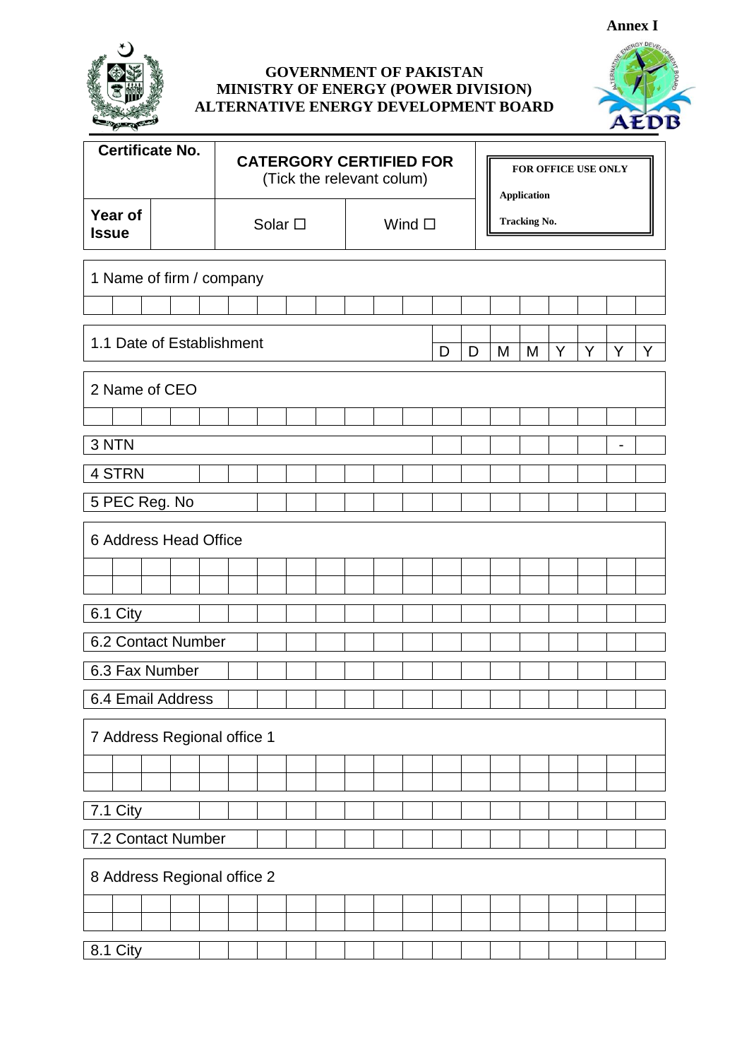**Annex I**

**GOVERNMENT OF PAKISTAN**
**MINISTRY OF ENERGY (POWER DIVISION)**
**ALTERNATIVE ENERGY DEVELOPMENT BOARD**

| **Certificate No.** | | **CATERGORY CERTIFIED FOR** (Tick the relevant colum) | | **FOR OFFICE USE ONLY** Application Tracking No. |
|---|---|---|---|---|
| **Year of Issue** | | Solar ☐ | Wind ☐ | |

| 1 Name of firm / company |
|---|
| |

| 1.1 Date of Establishment | D | D | M | M | Y | Y | Y | Y |
|---|---|---|---|---|---|---|---|---|

| 2 Name of CEO |
|---|
| |

| 3 NTN | | | | | | | - | |
|---|---|---|---|---|---|---|---|---|

| 4 STRN | |
|---|---|

| 5 PEC Reg. No | |
|---|---|

| 6 Address Head Office |
|---|
| |
| |

| 6.1 City | |
|---|---|
| 6.2 Contact Number | |
| 6.3 Fax Number | |
| 6.4 Email Address | |

| 7 Address Regional office 1 |
|---|
| |
| |

| 7.1 City | |
|---|---|
| 7.2 Contact Number | |

| 8 Address Regional office 2 |
|---|
| |
| |

| 8.1 City | |
|---|---|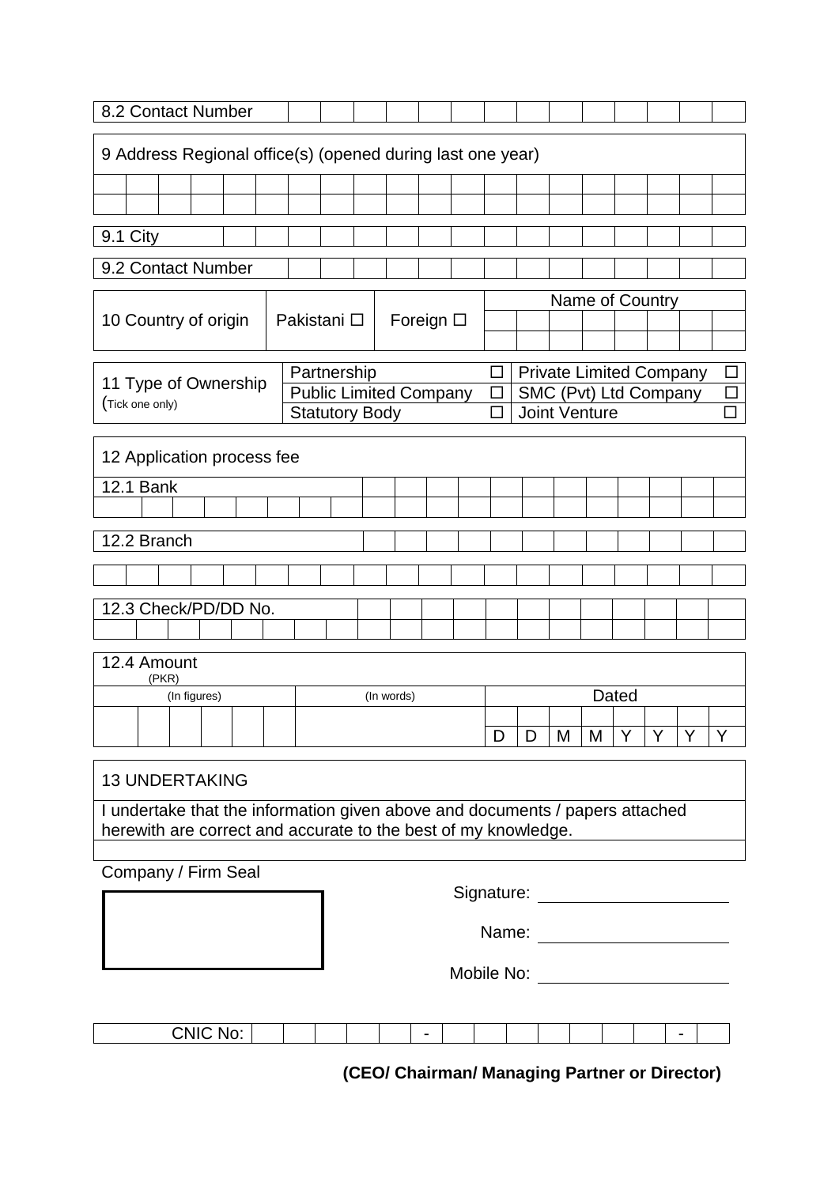| 8.2 Contact Number | | | | | | | | | | | | | | |
|---|---|---|---|---|---|---|---|---|---|---|---|---|---|---|

| 9 Address Regional office(s) (opened during last one year) |
|---|
| |
| |

| 9.1 City | | | | | | | | | | | | | | | | |
|---|---|---|---|---|---|---|---|---|---|---|---|---|---|---|---|---|

| 9.2 Contact Number | | | | | | | | | | | | | | |
|---|---|---|---|---|---|---|---|---|---|---|---|---|---|---|

| 10 Country of origin | Pakistani ☐ | Foreign ☐ | Name of Country |
|---|---|---|---|
| | | | |
| | | | |

| 11 Type of Ownership (Tick one only) | Partnership | ☐ | Private Limited Company | ☐ |
|---|---|---|---|---|
| | Public Limited Company | ☐ | SMC (Pvt) Ltd Company | ☐ |
| | Statutory Body | ☐ | Joint Venture | ☐ |

| 12 Application process fee |
|---|
| 12.1 Bank |
| |

| 12.2 Branch |
|---|
| |

| 12.3 Check/PD/DD No. |
|---|
| |

| 12.4 Amount (PKR) | | | | | | | | |
|---|---|---|---|---|---|---|---|---|
| (In figures) | (In words) | Dated | | | | | | |
| | | | | | | | | |
| | | D | D | M | M | Y | Y | Y | Y |

## 13 UNDERTAKING

I undertake that the information given above and documents / papers attached herewith are correct and accurate to the best of my knowledge.

Company / Firm Seal

Signature: ____________________

Name: ____________________

Mobile No: ____________________

| CNIC No: | | | | | | | - | | | | | | | | - | |
|---|---|---|---|---|---|---|---|---|---|---|---|---|---|---|---|---|

**(CEO/ Chairman/ Managing Partner or Director)**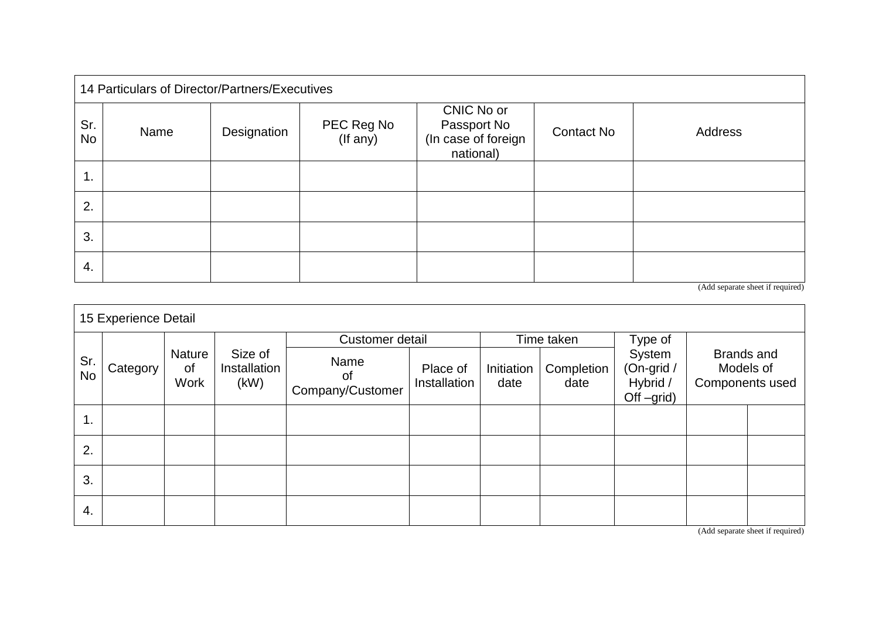## 14 Particulars of Director/Partners/Executives

| Sr. No | Name | Designation | PEC Reg No (If any) | CNIC No or Passport No (In case of foreign national) | Contact No | Address |
|---|---|---|---|---|---|---|
| 1. | | | | | | |
| 2. | | | | | | |
| 3. | | | | | | |
| 4. | | | | | | |

(Add separate sheet if required)

## 15 Experience Detail

| Sr. No | Category | Nature of Work | Size of Installation (kW) | Customer detail | | Time taken | | Type of System (On-grid / Hybrid / Off –grid) | Brands and Models of Components used | |
|---|---|---|---|---|---|---|---|---|---|---|
| | | | | Name of Company/Customer | Place of Installation | Initiation date | Completion date | | | |
| 1. | | | | | | | | | | |
| 2. | | | | | | | | | | |
| 3. | | | | | | | | | | |
| 4. | | | | | | | | | | |

(Add separate sheet if required)